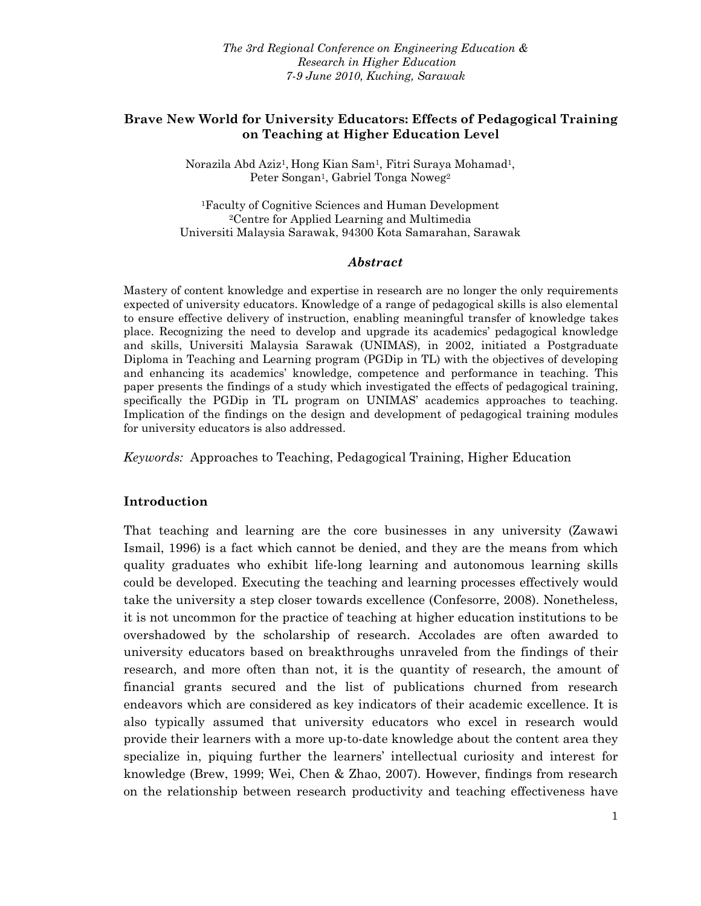*The 3rd Regional Conference on Engineering Education & Research in Higher Education*
*7-9 June 2010, Kuching, Sarawak*

# Brave New World for University Educators: Effects of Pedagogical Training on Teaching at Higher Education Level

Norazila Abd Aziz[1], Hong Kian Sam[1], Fitri Suraya Mohamad[1], Peter Songan[1], Gabriel Tonga Noweg[2]

[1]Faculty of Cognitive Sciences and Human Development
[2]Centre for Applied Learning and Multimedia
Universiti Malaysia Sarawak, 94300 Kota Samarahan, Sarawak

## *Abstract*

Mastery of content knowledge and expertise in research are no longer the only requirements expected of university educators. Knowledge of a range of pedagogical skills is also elemental to ensure effective delivery of instruction, enabling meaningful transfer of knowledge takes place. Recognizing the need to develop and upgrade its academics' pedagogical knowledge and skills, Universiti Malaysia Sarawak (UNIMAS), in 2002, initiated a Postgraduate Diploma in Teaching and Learning program (PGDip in TL) with the objectives of developing and enhancing its academics' knowledge, competence and performance in teaching. This paper presents the findings of a study which investigated the effects of pedagogical training, specifically the PGDip in TL program on UNIMAS' academics approaches to teaching. Implication of the findings on the design and development of pedagogical training modules for university educators is also addressed.

*Keywords:* Approaches to Teaching, Pedagogical Training, Higher Education

## Introduction

That teaching and learning are the core businesses in any university (Zawawi Ismail, 1996) is a fact which cannot be denied, and they are the means from which quality graduates who exhibit life-long learning and autonomous learning skills could be developed. Executing the teaching and learning processes effectively would take the university a step closer towards excellence (Confesorre, 2008). Nonetheless, it is not uncommon for the practice of teaching at higher education institutions to be overshadowed by the scholarship of research. Accolades are often awarded to university educators based on breakthroughs unraveled from the findings of their research, and more often than not, it is the quantity of research, the amount of financial grants secured and the list of publications churned from research endeavors which are considered as key indicators of their academic excellence. It is also typically assumed that university educators who excel in research would provide their learners with a more up-to-date knowledge about the content area they specialize in, piquing further the learners' intellectual curiosity and interest for knowledge (Brew, 1999; Wei, Chen & Zhao, 2007). However, findings from research on the relationship between research productivity and teaching effectiveness have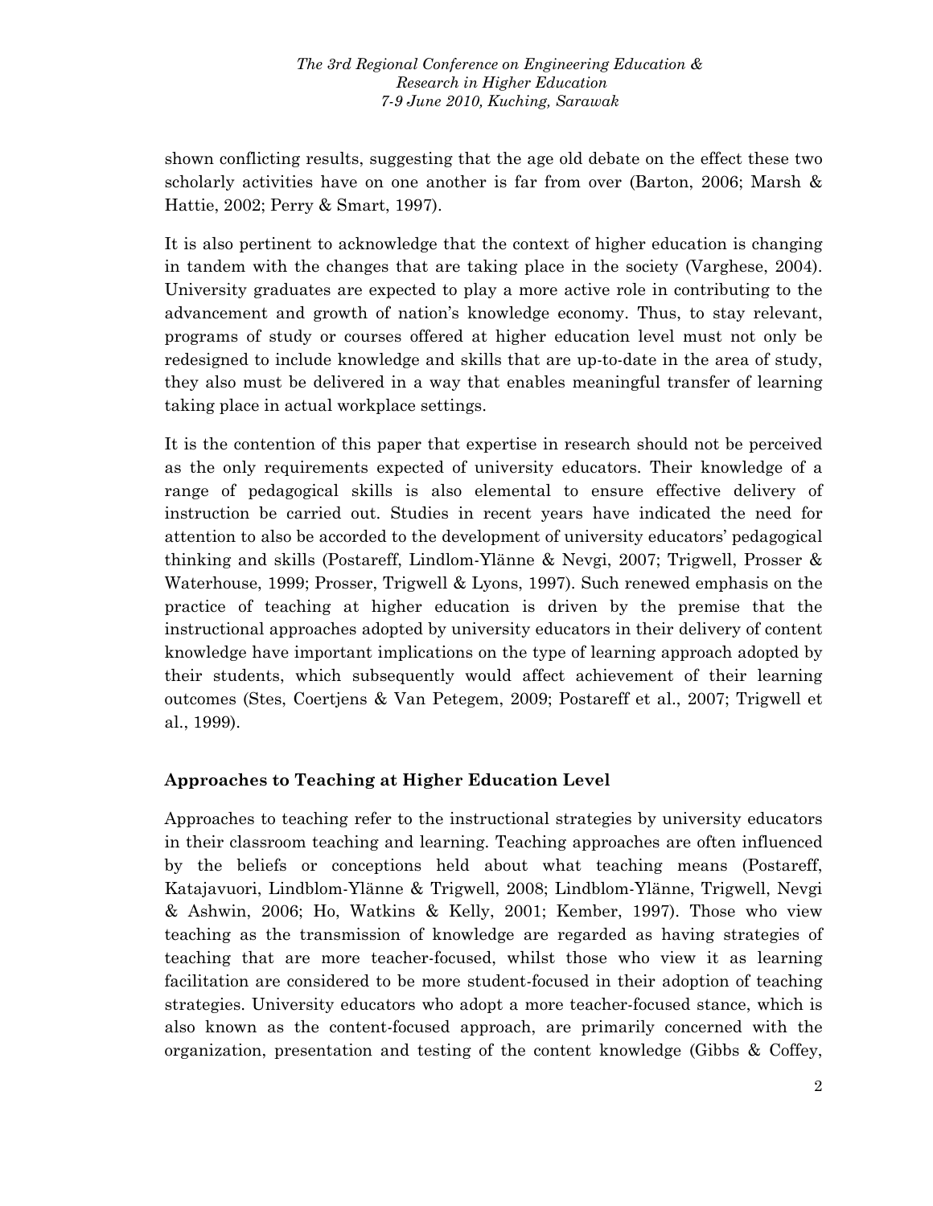shown conflicting results, suggesting that the age old debate on the effect these two scholarly activities have on one another is far from over (Barton, 2006; Marsh & Hattie, 2002; Perry & Smart, 1997).

It is also pertinent to acknowledge that the context of higher education is changing in tandem with the changes that are taking place in the society (Varghese, 2004). University graduates are expected to play a more active role in contributing to the advancement and growth of nation's knowledge economy. Thus, to stay relevant, programs of study or courses offered at higher education level must not only be redesigned to include knowledge and skills that are up-to-date in the area of study, they also must be delivered in a way that enables meaningful transfer of learning taking place in actual workplace settings.

It is the contention of this paper that expertise in research should not be perceived as the only requirements expected of university educators. Their knowledge of a range of pedagogical skills is also elemental to ensure effective delivery of instruction be carried out. Studies in recent years have indicated the need for attention to also be accorded to the development of university educators' pedagogical thinking and skills (Postareff, Lindlom-Ylänne & Nevgi, 2007; Trigwell, Prosser & Waterhouse, 1999; Prosser, Trigwell & Lyons, 1997). Such renewed emphasis on the practice of teaching at higher education is driven by the premise that the instructional approaches adopted by university educators in their delivery of content knowledge have important implications on the type of learning approach adopted by their students, which subsequently would affect achievement of their learning outcomes (Stes, Coertjens & Van Petegem, 2009; Postareff et al., 2007; Trigwell et al., 1999).

## Approaches to Teaching at Higher Education Level

Approaches to teaching refer to the instructional strategies by university educators in their classroom teaching and learning. Teaching approaches are often influenced by the beliefs or conceptions held about what teaching means (Postareff, Katajavuori, Lindblom-Ylänne & Trigwell, 2008; Lindblom-Ylänne, Trigwell, Nevgi & Ashwin, 2006; Ho, Watkins & Kelly, 2001; Kember, 1997). Those who view teaching as the transmission of knowledge are regarded as having strategies of teaching that are more teacher-focused, whilst those who view it as learning facilitation are considered to be more student-focused in their adoption of teaching strategies. University educators who adopt a more teacher-focused stance, which is also known as the content-focused approach, are primarily concerned with the organization, presentation and testing of the content knowledge (Gibbs & Coffey,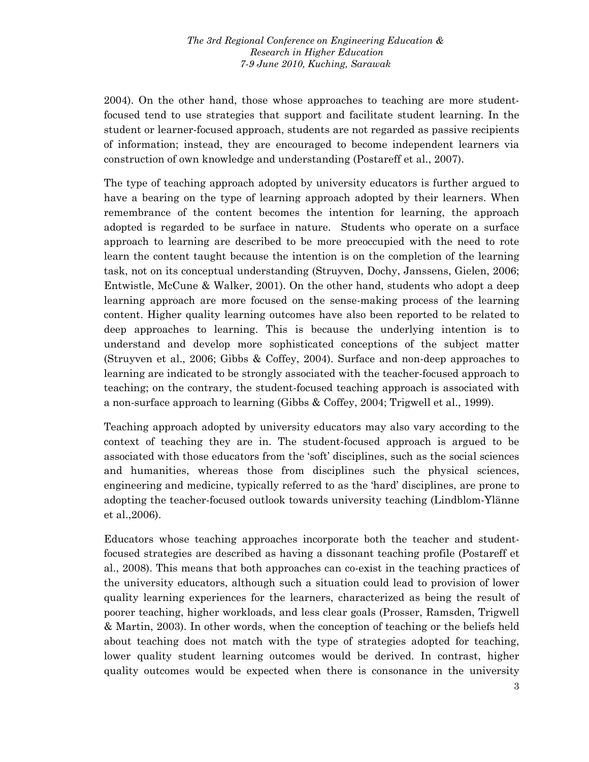2004). On the other hand, those whose approaches to teaching are more student-focused tend to use strategies that support and facilitate student learning. In the student or learner-focused approach, students are not regarded as passive recipients of information; instead, they are encouraged to become independent learners via construction of own knowledge and understanding (Postareff et al., 2007).

The type of teaching approach adopted by university educators is further argued to have a bearing on the type of learning approach adopted by their learners. When remembrance of the content becomes the intention for learning, the approach adopted is regarded to be surface in nature. Students who operate on a surface approach to learning are described to be more preoccupied with the need to rote learn the content taught because the intention is on the completion of the learning task, not on its conceptual understanding (Struyven, Dochy, Janssens, Gielen, 2006; Entwistle, McCune & Walker, 2001). On the other hand, students who adopt a deep learning approach are more focused on the sense-making process of the learning content. Higher quality learning outcomes have also been reported to be related to deep approaches to learning. This is because the underlying intention is to understand and develop more sophisticated conceptions of the subject matter (Struyven et al., 2006; Gibbs & Coffey, 2004). Surface and non-deep approaches to learning are indicated to be strongly associated with the teacher-focused approach to teaching; on the contrary, the student-focused teaching approach is associated with a non-surface approach to learning (Gibbs & Coffey, 2004; Trigwell et al., 1999).

Teaching approach adopted by university educators may also vary according to the context of teaching they are in. The student-focused approach is argued to be associated with those educators from the 'soft' disciplines, such as the social sciences and humanities, whereas those from disciplines such the physical sciences, engineering and medicine, typically referred to as the 'hard' disciplines, are prone to adopting the teacher-focused outlook towards university teaching (Lindblom-Ylänne et al.,2006).

Educators whose teaching approaches incorporate both the teacher and student-focused strategies are described as having a dissonant teaching profile (Postareff et al., 2008). This means that both approaches can co-exist in the teaching practices of the university educators, although such a situation could lead to provision of lower quality learning experiences for the learners, characterized as being the result of poorer teaching, higher workloads, and less clear goals (Prosser, Ramsden, Trigwell & Martin, 2003). In other words, when the conception of teaching or the beliefs held about teaching does not match with the type of strategies adopted for teaching, lower quality student learning outcomes would be derived. In contrast, higher quality outcomes would be expected when there is consonance in the university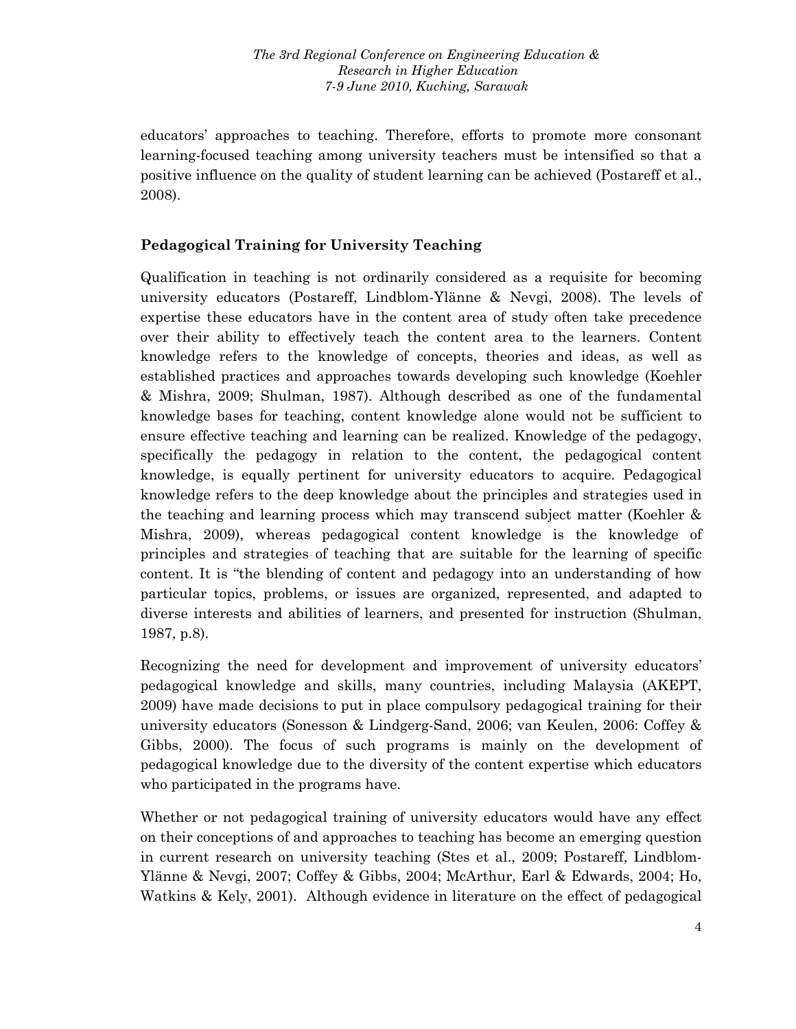educators' approaches to teaching. Therefore, efforts to promote more consonant learning-focused teaching among university teachers must be intensified so that a positive influence on the quality of student learning can be achieved (Postareff et al., 2008).

## Pedagogical Training for University Teaching

Qualification in teaching is not ordinarily considered as a requisite for becoming university educators (Postareff, Lindblom-Ylänne & Nevgi, 2008). The levels of expertise these educators have in the content area of study often take precedence over their ability to effectively teach the content area to the learners. Content knowledge refers to the knowledge of concepts, theories and ideas, as well as established practices and approaches towards developing such knowledge (Koehler & Mishra, 2009; Shulman, 1987). Although described as one of the fundamental knowledge bases for teaching, content knowledge alone would not be sufficient to ensure effective teaching and learning can be realized. Knowledge of the pedagogy, specifically the pedagogy in relation to the content, the pedagogical content knowledge, is equally pertinent for university educators to acquire. Pedagogical knowledge refers to the deep knowledge about the principles and strategies used in the teaching and learning process which may transcend subject matter (Koehler & Mishra, 2009), whereas pedagogical content knowledge is the knowledge of principles and strategies of teaching that are suitable for the learning of specific content. It is "the blending of content and pedagogy into an understanding of how particular topics, problems, or issues are organized, represented, and adapted to diverse interests and abilities of learners, and presented for instruction (Shulman, 1987, p.8).

Recognizing the need for development and improvement of university educators' pedagogical knowledge and skills, many countries, including Malaysia (AKEPT, 2009) have made decisions to put in place compulsory pedagogical training for their university educators (Sonesson & Lindgerg-Sand, 2006; van Keulen, 2006: Coffey & Gibbs, 2000). The focus of such programs is mainly on the development of pedagogical knowledge due to the diversity of the content expertise which educators who participated in the programs have.

Whether or not pedagogical training of university educators would have any effect on their conceptions of and approaches to teaching has become an emerging question in current research on university teaching (Stes et al., 2009; Postareff, Lindblom-Ylänne & Nevgi, 2007; Coffey & Gibbs, 2004; McArthur, Earl & Edwards, 2004; Ho, Watkins & Kely, 2001). Although evidence in literature on the effect of pedagogical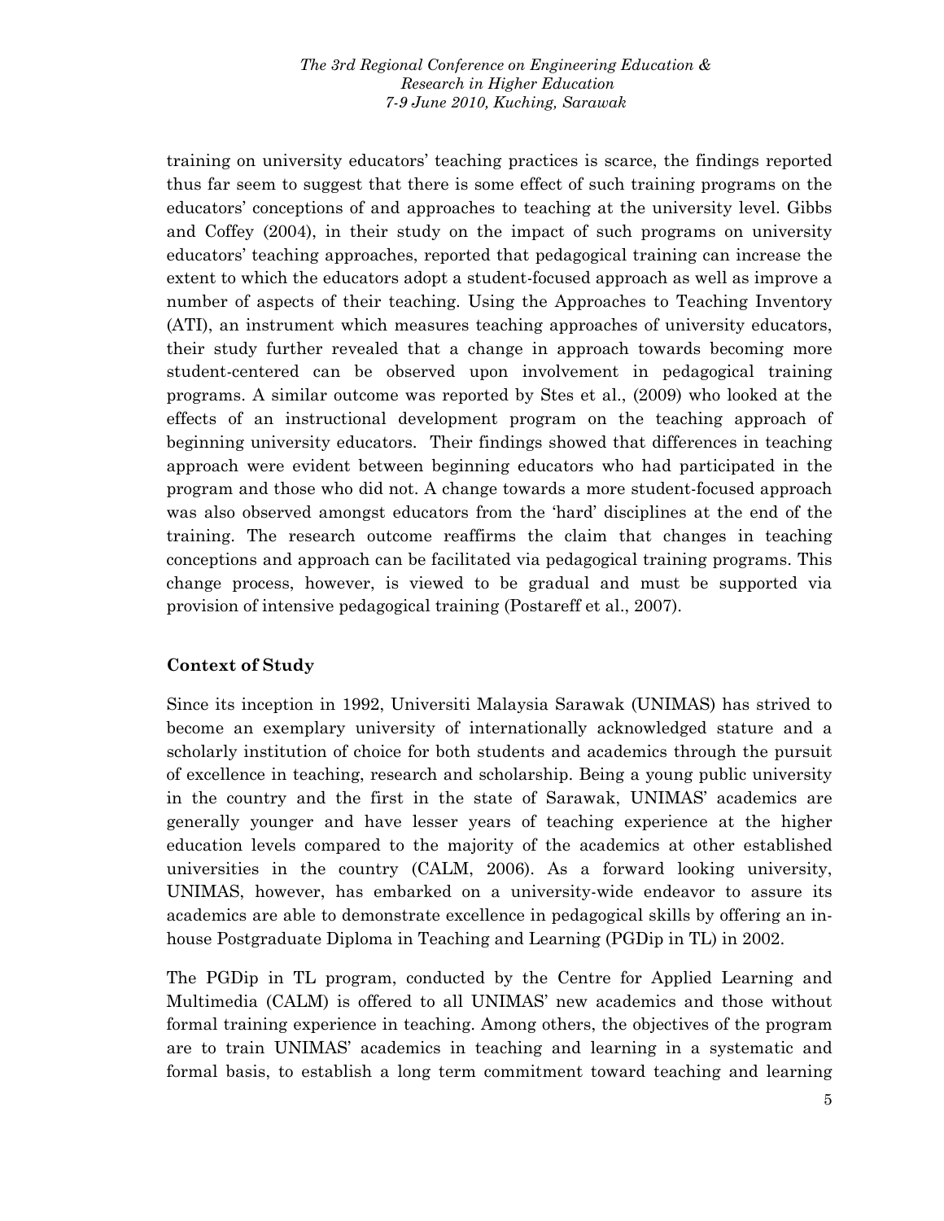training on university educators' teaching practices is scarce, the findings reported thus far seem to suggest that there is some effect of such training programs on the educators' conceptions of and approaches to teaching at the university level. Gibbs and Coffey (2004), in their study on the impact of such programs on university educators' teaching approaches, reported that pedagogical training can increase the extent to which the educators adopt a student-focused approach as well as improve a number of aspects of their teaching. Using the Approaches to Teaching Inventory (ATI), an instrument which measures teaching approaches of university educators, their study further revealed that a change in approach towards becoming more student-centered can be observed upon involvement in pedagogical training programs. A similar outcome was reported by Stes et al., (2009) who looked at the effects of an instructional development program on the teaching approach of beginning university educators. Their findings showed that differences in teaching approach were evident between beginning educators who had participated in the program and those who did not. A change towards a more student-focused approach was also observed amongst educators from the 'hard' disciplines at the end of the training. The research outcome reaffirms the claim that changes in teaching conceptions and approach can be facilitated via pedagogical training programs. This change process, however, is viewed to be gradual and must be supported via provision of intensive pedagogical training (Postareff et al., 2007).

## Context of Study

Since its inception in 1992, Universiti Malaysia Sarawak (UNIMAS) has strived to become an exemplary university of internationally acknowledged stature and a scholarly institution of choice for both students and academics through the pursuit of excellence in teaching, research and scholarship. Being a young public university in the country and the first in the state of Sarawak, UNIMAS' academics are generally younger and have lesser years of teaching experience at the higher education levels compared to the majority of the academics at other established universities in the country (CALM, 2006). As a forward looking university, UNIMAS, however, has embarked on a university-wide endeavor to assure its academics are able to demonstrate excellence in pedagogical skills by offering an in-house Postgraduate Diploma in Teaching and Learning (PGDip in TL) in 2002.

The PGDip in TL program, conducted by the Centre for Applied Learning and Multimedia (CALM) is offered to all UNIMAS' new academics and those without formal training experience in teaching. Among others, the objectives of the program are to train UNIMAS' academics in teaching and learning in a systematic and formal basis, to establish a long term commitment toward teaching and learning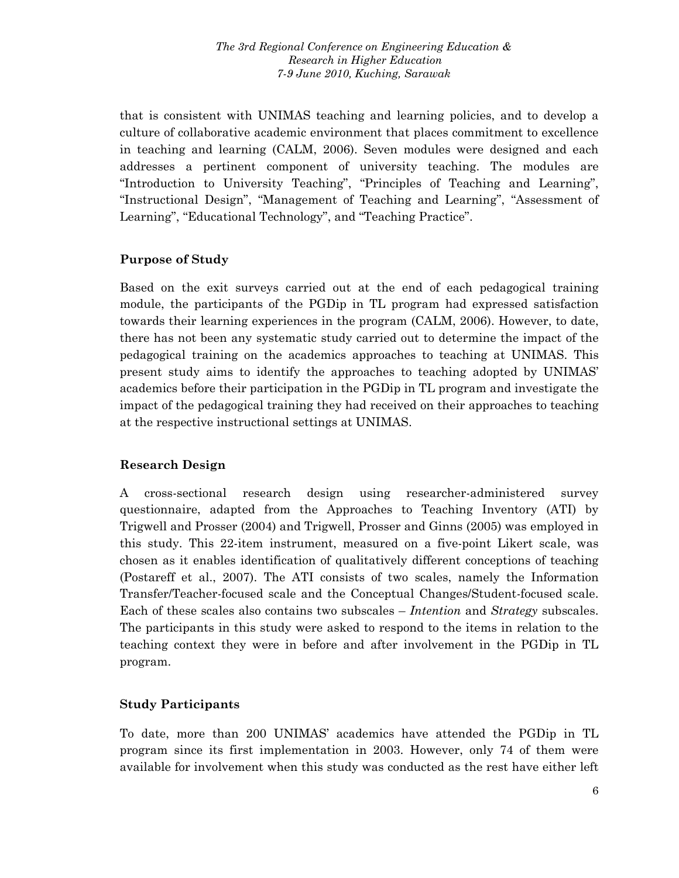that is consistent with UNIMAS teaching and learning policies, and to develop a culture of collaborative academic environment that places commitment to excellence in teaching and learning (CALM, 2006). Seven modules were designed and each addresses a pertinent component of university teaching. The modules are "Introduction to University Teaching", "Principles of Teaching and Learning", "Instructional Design", "Management of Teaching and Learning", "Assessment of Learning", "Educational Technology", and "Teaching Practice".

## Purpose of Study

Based on the exit surveys carried out at the end of each pedagogical training module, the participants of the PGDip in TL program had expressed satisfaction towards their learning experiences in the program (CALM, 2006). However, to date, there has not been any systematic study carried out to determine the impact of the pedagogical training on the academics approaches to teaching at UNIMAS. This present study aims to identify the approaches to teaching adopted by UNIMAS' academics before their participation in the PGDip in TL program and investigate the impact of the pedagogical training they had received on their approaches to teaching at the respective instructional settings at UNIMAS.

## Research Design

A cross-sectional research design using researcher-administered survey questionnaire, adapted from the Approaches to Teaching Inventory (ATI) by Trigwell and Prosser (2004) and Trigwell, Prosser and Ginns (2005) was employed in this study. This 22-item instrument, measured on a five-point Likert scale, was chosen as it enables identification of qualitatively different conceptions of teaching (Postareff et al., 2007). The ATI consists of two scales, namely the Information Transfer/Teacher-focused scale and the Conceptual Changes/Student-focused scale. Each of these scales also contains two subscales – *Intention* and *Strategy* subscales. The participants in this study were asked to respond to the items in relation to the teaching context they were in before and after involvement in the PGDip in TL program.

## Study Participants

To date, more than 200 UNIMAS' academics have attended the PGDip in TL program since its first implementation in 2003. However, only 74 of them were available for involvement when this study was conducted as the rest have either left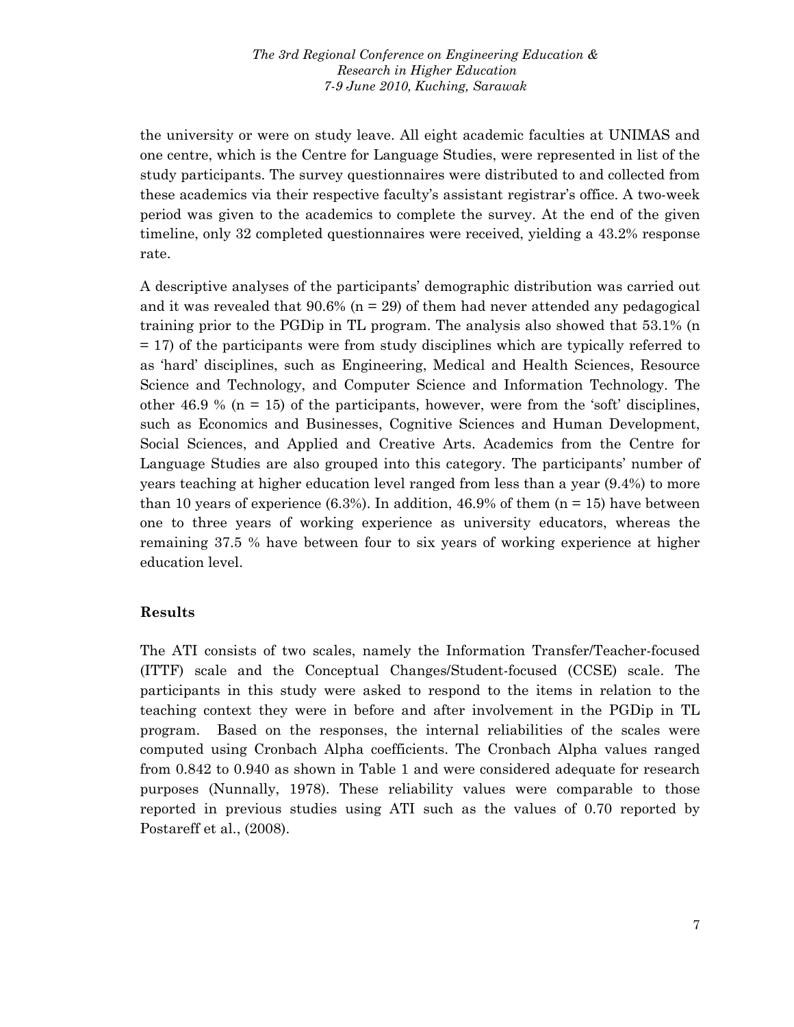the university or were on study leave. All eight academic faculties at UNIMAS and one centre, which is the Centre for Language Studies, were represented in list of the study participants. The survey questionnaires were distributed to and collected from these academics via their respective faculty's assistant registrar's office. A two-week period was given to the academics to complete the survey. At the end of the given timeline, only 32 completed questionnaires were received, yielding a 43.2% response rate.

A descriptive analyses of the participants' demographic distribution was carried out and it was revealed that 90.6% (n = 29) of them had never attended any pedagogical training prior to the PGDip in TL program. The analysis also showed that 53.1% (n = 17) of the participants were from study disciplines which are typically referred to as 'hard' disciplines, such as Engineering, Medical and Health Sciences, Resource Science and Technology, and Computer Science and Information Technology. The other 46.9 % (n = 15) of the participants, however, were from the 'soft' disciplines, such as Economics and Businesses, Cognitive Sciences and Human Development, Social Sciences, and Applied and Creative Arts. Academics from the Centre for Language Studies are also grouped into this category. The participants' number of years teaching at higher education level ranged from less than a year (9.4%) to more than 10 years of experience (6.3%). In addition, 46.9% of them (n = 15) have between one to three years of working experience as university educators, whereas the remaining 37.5 % have between four to six years of working experience at higher education level.

## Results

The ATI consists of two scales, namely the Information Transfer/Teacher-focused (ITTF) scale and the Conceptual Changes/Student-focused (CCSE) scale. The participants in this study were asked to respond to the items in relation to the teaching context they were in before and after involvement in the PGDip in TL program. Based on the responses, the internal reliabilities of the scales were computed using Cronbach Alpha coefficients. The Cronbach Alpha values ranged from 0.842 to 0.940 as shown in Table 1 and were considered adequate for research purposes (Nunnally, 1978). These reliability values were comparable to those reported in previous studies using ATI such as the values of 0.70 reported by Postareff et al., (2008).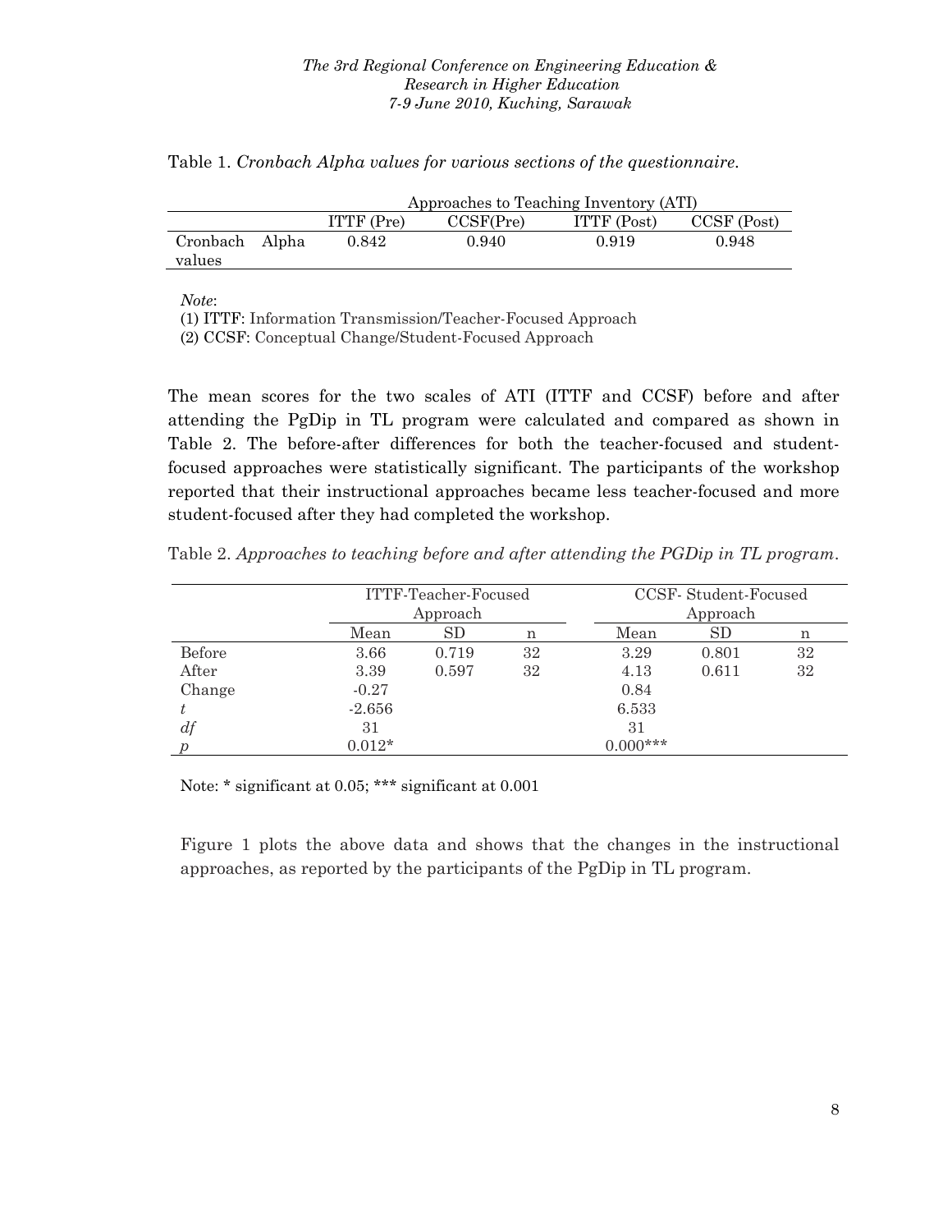Table 1. *Cronbach Alpha values for various sections of the questionnaire.*

| | Approaches to Teaching Inventory (ATI) | | | |
|---|---|---|---|---|
| | ITTF (Pre) | CCSF(Pre) | ITTF (Post) | CCSF (Post) |
| Cronbach Alpha values | 0.842 | 0.940 | 0.919 | 0.948 |

*Note*:

(1) ITTF: Information Transmission/Teacher-Focused Approach

(2) CCSF: Conceptual Change/Student-Focused Approach

The mean scores for the two scales of ATI (ITTF and CCSF) before and after attending the PgDip in TL program were calculated and compared as shown in Table 2. The before-after differences for both the teacher-focused and student-focused approaches were statistically significant. The participants of the workshop reported that their instructional approaches became less teacher-focused and more student-focused after they had completed the workshop.

Table 2. *Approaches to teaching before and after attending the PGDip in TL program.*

| | ITTF-Teacher-Focused Approach | | | CCSF- Student-Focused Approach | | |
|---|---|---|---|---|---|---|
| | Mean | SD | n | Mean | SD | n |
| Before | 3.66 | 0.719 | 32 | 3.29 | 0.801 | 32 |
| After | 3.39 | 0.597 | 32 | 4.13 | 0.611 | 32 |
| Change | -0.27 | | | 0.84 | | |
| $t$ | -2.656 | | | 6.533 | | |
| $df$ | 31 | | | 31 | | |
| $p$ | 0.012* | | | 0.000*** | | |

Note: * significant at 0.05; *** significant at 0.001

Figure 1 plots the above data and shows that the changes in the instructional approaches, as reported by the participants of the PgDip in TL program.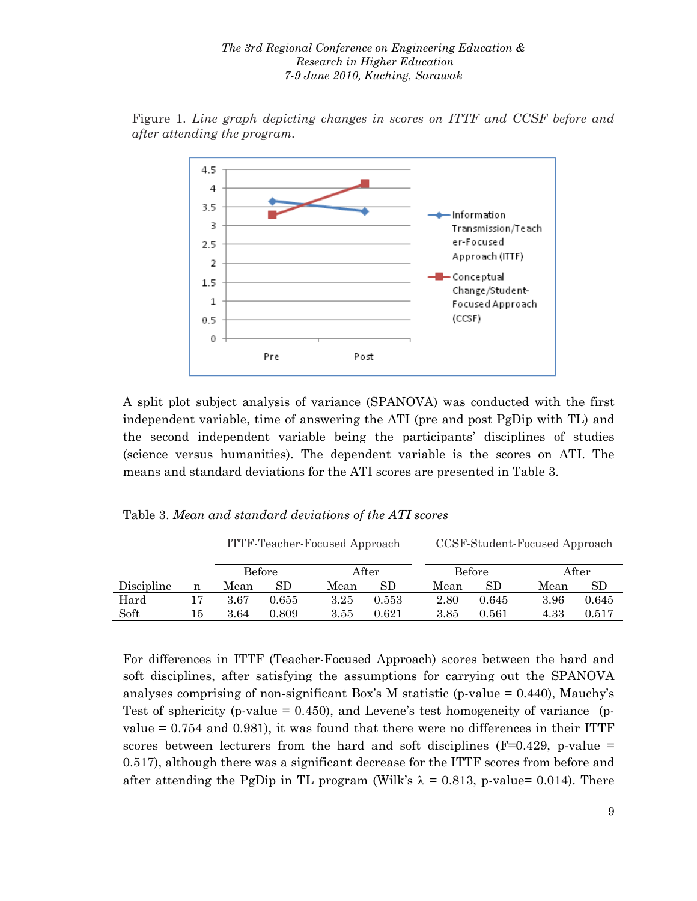Figure 1. *Line graph depicting changes in scores on ITTF and CCSF before and after attending the program.*

A split plot subject analysis of variance (SPANOVA) was conducted with the first independent variable, time of answering the ATI (pre and post PgDip with TL) and the second independent variable being the participants' disciplines of studies (science versus humanities). The dependent variable is the scores on ATI. The means and standard deviations for the ATI scores are presented in Table 3.

Table 3. *Mean and standard deviations of the ATI scores*

| | | ITTF-Teacher-Focused Approach | | | | CCSF-Student-Focused Approach | | | |
|---|---|---|---|---|---|---|---|---|---|
| | | Before | | After | | Before | | After | |
| Discipline | n | Mean | SD | Mean | SD | Mean | SD | Mean | SD |
| Hard | 17 | 3.67 | 0.655 | 3.25 | 0.553 | 2.80 | 0.645 | 3.96 | 0.645 |
| Soft | 15 | 3.64 | 0.809 | 3.55 | 0.621 | 3.85 | 0.561 | 4.33 | 0.517 |

For differences in ITTF (Teacher-Focused Approach) scores between the hard and soft disciplines, after satisfying the assumptions for carrying out the SPANOVA analyses comprising of non-significant Box's M statistic (p-value = 0.440), Mauchy's Test of sphericity (p-value = 0.450), and Levene's test homogeneity of variance (p-value = 0.754 and 0.981), it was found that there were no differences in their ITTF scores between lecturers from the hard and soft disciplines (F=0.429, p-value = 0.517), although there was a significant decrease for the ITTF scores from before and after attending the PgDip in TL program (Wilk's $\lambda$ = 0.813, p-value= 0.014). There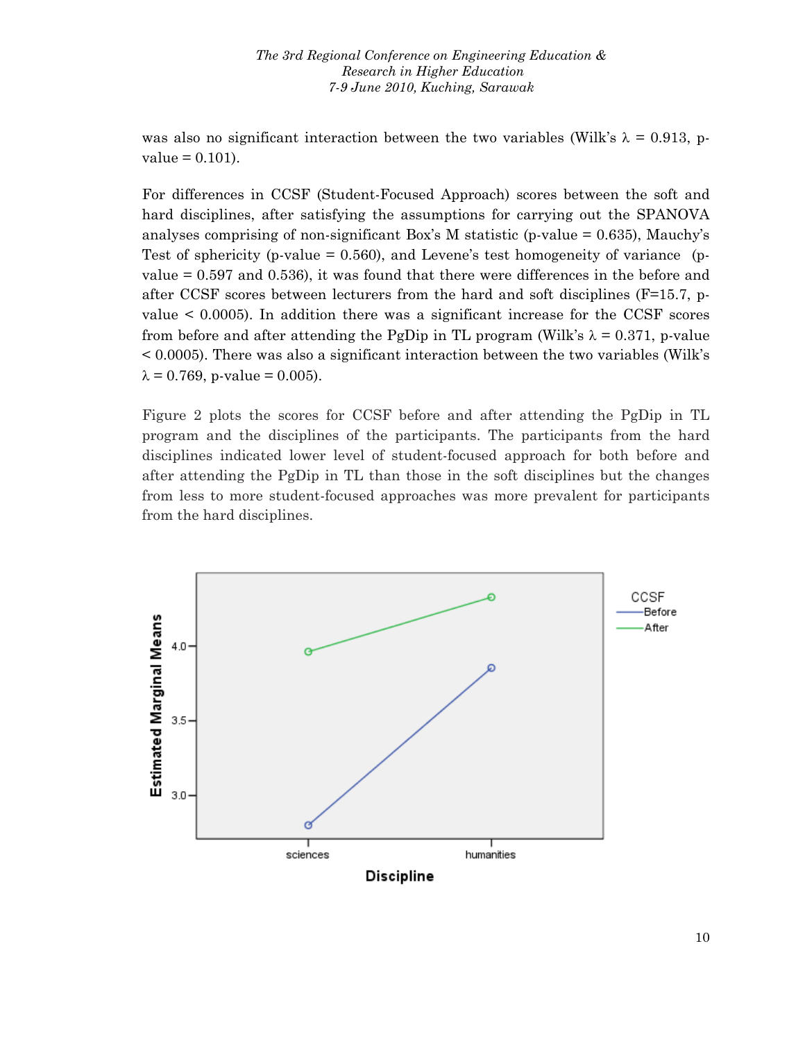was also no significant interaction between the two variables (Wilk's $\lambda = 0.913$, p-value = 0.101).

For differences in CCSF (Student-Focused Approach) scores between the soft and hard disciplines, after satisfying the assumptions for carrying out the SPANOVA analyses comprising of non-significant Box's M statistic (p-value = 0.635), Mauchy's Test of sphericity (p-value = 0.560), and Levene's test homogeneity of variance (p-value = 0.597 and 0.536), it was found that there were differences in the before and after CCSF scores between lecturers from the hard and soft disciplines ($F=15.7$, p-value < 0.0005). In addition there was a significant increase for the CCSF scores from before and after attending the PgDip in TL program (Wilk's $\lambda = 0.371$, p-value < 0.0005). There was also a significant interaction between the two variables (Wilk's $\lambda = 0.769$, p-value = 0.005).

Figure 2 plots the scores for CCSF before and after attending the PgDip in TL program and the disciplines of the participants. The participants from the hard disciplines indicated lower level of student-focused approach for both before and after attending the PgDip in TL than those in the soft disciplines but the changes from less to more student-focused approaches was more prevalent for participants from the hard disciplines.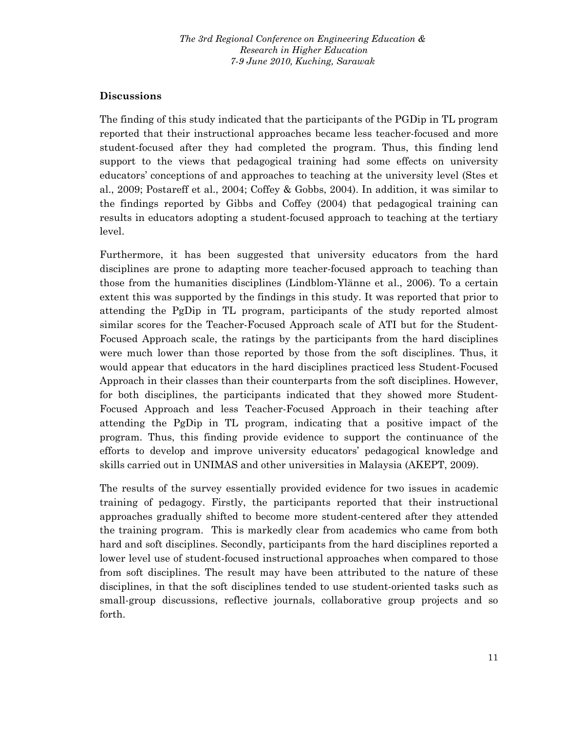## Discussions

The finding of this study indicated that the participants of the PGDip in TL program reported that their instructional approaches became less teacher-focused and more student-focused after they had completed the program. Thus, this finding lend support to the views that pedagogical training had some effects on university educators' conceptions of and approaches to teaching at the university level (Stes et al., 2009; Postareff et al., 2004; Coffey & Gobbs, 2004). In addition, it was similar to the findings reported by Gibbs and Coffey (2004) that pedagogical training can results in educators adopting a student-focused approach to teaching at the tertiary level.

Furthermore, it has been suggested that university educators from the hard disciplines are prone to adapting more teacher-focused approach to teaching than those from the humanities disciplines (Lindblom-Ylänne et al., 2006). To a certain extent this was supported by the findings in this study. It was reported that prior to attending the PgDip in TL program, participants of the study reported almost similar scores for the Teacher-Focused Approach scale of ATI but for the Student-Focused Approach scale, the ratings by the participants from the hard disciplines were much lower than those reported by those from the soft disciplines. Thus, it would appear that educators in the hard disciplines practiced less Student-Focused Approach in their classes than their counterparts from the soft disciplines. However, for both disciplines, the participants indicated that they showed more Student-Focused Approach and less Teacher-Focused Approach in their teaching after attending the PgDip in TL program, indicating that a positive impact of the program. Thus, this finding provide evidence to support the continuance of the efforts to develop and improve university educators' pedagogical knowledge and skills carried out in UNIMAS and other universities in Malaysia (AKEPT, 2009).

The results of the survey essentially provided evidence for two issues in academic training of pedagogy. Firstly, the participants reported that their instructional approaches gradually shifted to become more student-centered after they attended the training program. This is markedly clear from academics who came from both hard and soft disciplines. Secondly, participants from the hard disciplines reported a lower level use of student-focused instructional approaches when compared to those from soft disciplines. The result may have been attributed to the nature of these disciplines, in that the soft disciplines tended to use student-oriented tasks such as small-group discussions, reflective journals, collaborative group projects and so forth.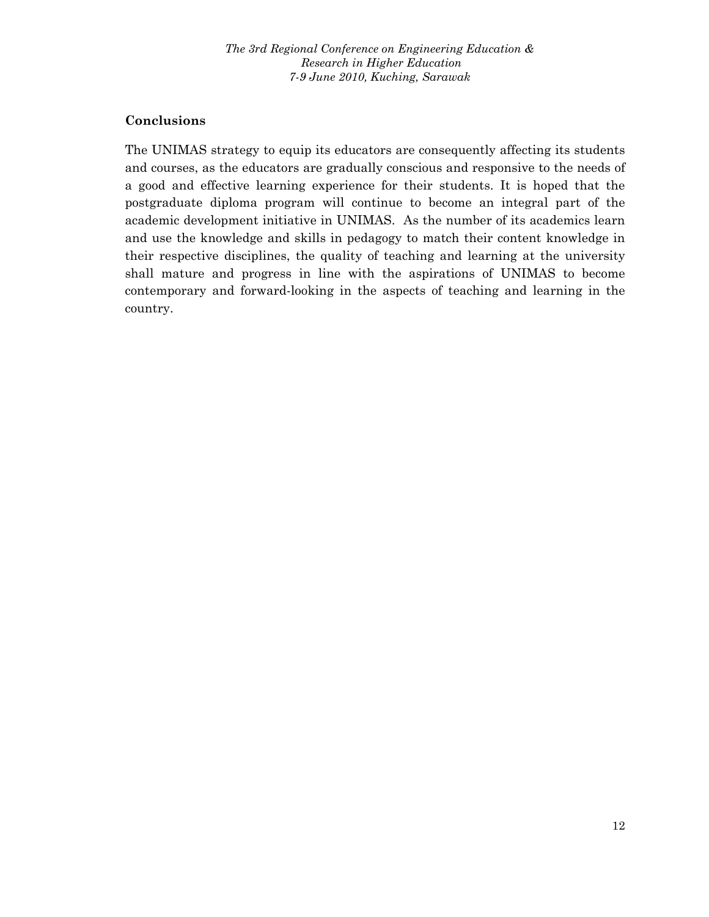## Conclusions

The UNIMAS strategy to equip its educators are consequently affecting its students and courses, as the educators are gradually conscious and responsive to the needs of a good and effective learning experience for their students. It is hoped that the postgraduate diploma program will continue to become an integral part of the academic development initiative in UNIMAS. As the number of its academics learn and use the knowledge and skills in pedagogy to match their content knowledge in their respective disciplines, the quality of teaching and learning at the university shall mature and progress in line with the aspirations of UNIMAS to become contemporary and forward-looking in the aspects of teaching and learning in the country.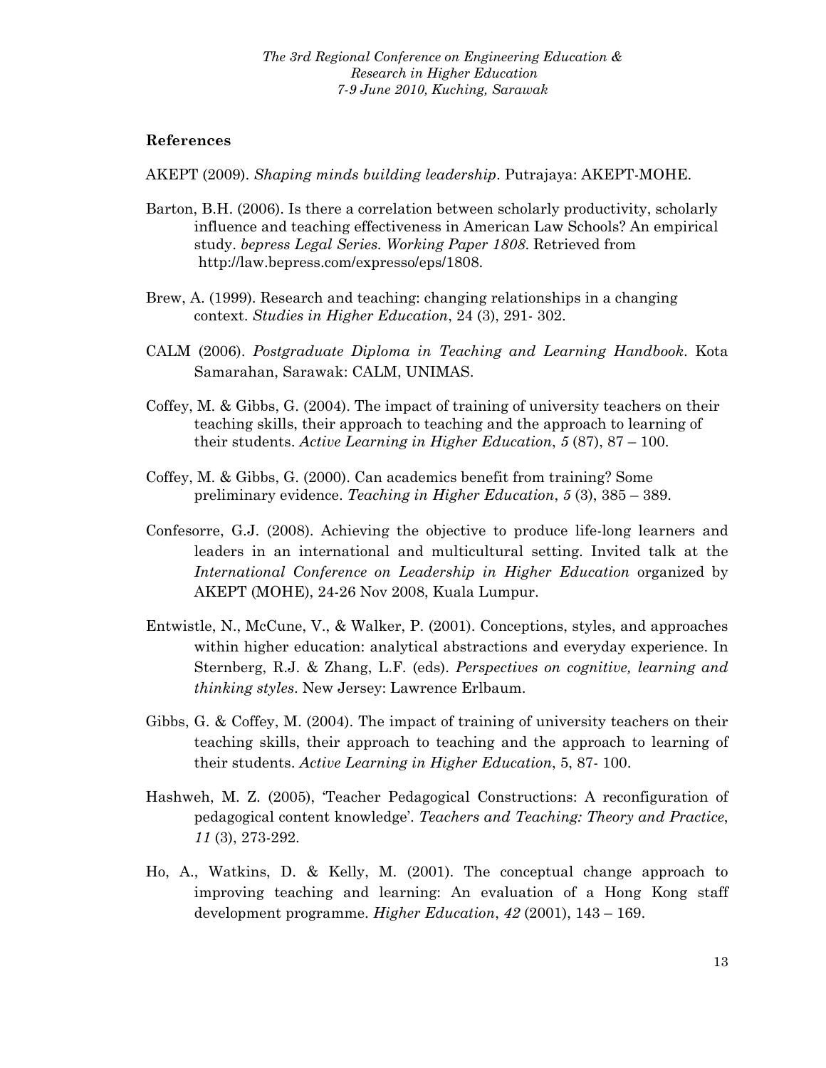## References

AKEPT (2009). *Shaping minds building leadership*. Putrajaya: AKEPT-MOHE.

Barton, B.H. (2006). Is there a correlation between scholarly productivity, scholarly influence and teaching effectiveness in American Law Schools? An empirical study. *bepress Legal Series. Working Paper 1808*. Retrieved from http://law.bepress.com/expresso/eps/1808.

Brew, A. (1999). Research and teaching: changing relationships in a changing context. *Studies in Higher Education*, 24 (3), 291- 302.

CALM (2006). *Postgraduate Diploma in Teaching and Learning Handbook*. Kota Samarahan, Sarawak: CALM, UNIMAS.

Coffey, M. & Gibbs, G. (2004). The impact of training of university teachers on their teaching skills, their approach to teaching and the approach to learning of their students. *Active Learning in Higher Education*, *5* (87), 87 – 100.

Coffey, M. & Gibbs, G. (2000). Can academics benefit from training? Some preliminary evidence. *Teaching in Higher Education*, *5* (3), 385 – 389.

Confesorre, G.J. (2008). Achieving the objective to produce life-long learners and leaders in an international and multicultural setting. Invited talk at the *International Conference on Leadership in Higher Education* organized by AKEPT (MOHE), 24-26 Nov 2008, Kuala Lumpur.

Entwistle, N., McCune, V., & Walker, P. (2001). Conceptions, styles, and approaches within higher education: analytical abstractions and everyday experience. In Sternberg, R.J. & Zhang, L.F. (eds). *Perspectives on cognitive, learning and thinking styles*. New Jersey: Lawrence Erlbaum.

Gibbs, G. & Coffey, M. (2004). The impact of training of university teachers on their teaching skills, their approach to teaching and the approach to learning of their students. *Active Learning in Higher Education*, 5, 87- 100.

Hashweh, M. Z. (2005), 'Teacher Pedagogical Constructions: A reconfiguration of pedagogical content knowledge'. *Teachers and Teaching: Theory and Practice*, *11* (3), 273-292.

Ho, A., Watkins, D. & Kelly, M. (2001). The conceptual change approach to improving teaching and learning: An evaluation of a Hong Kong staff development programme. *Higher Education*, *42* (2001), 143 – 169.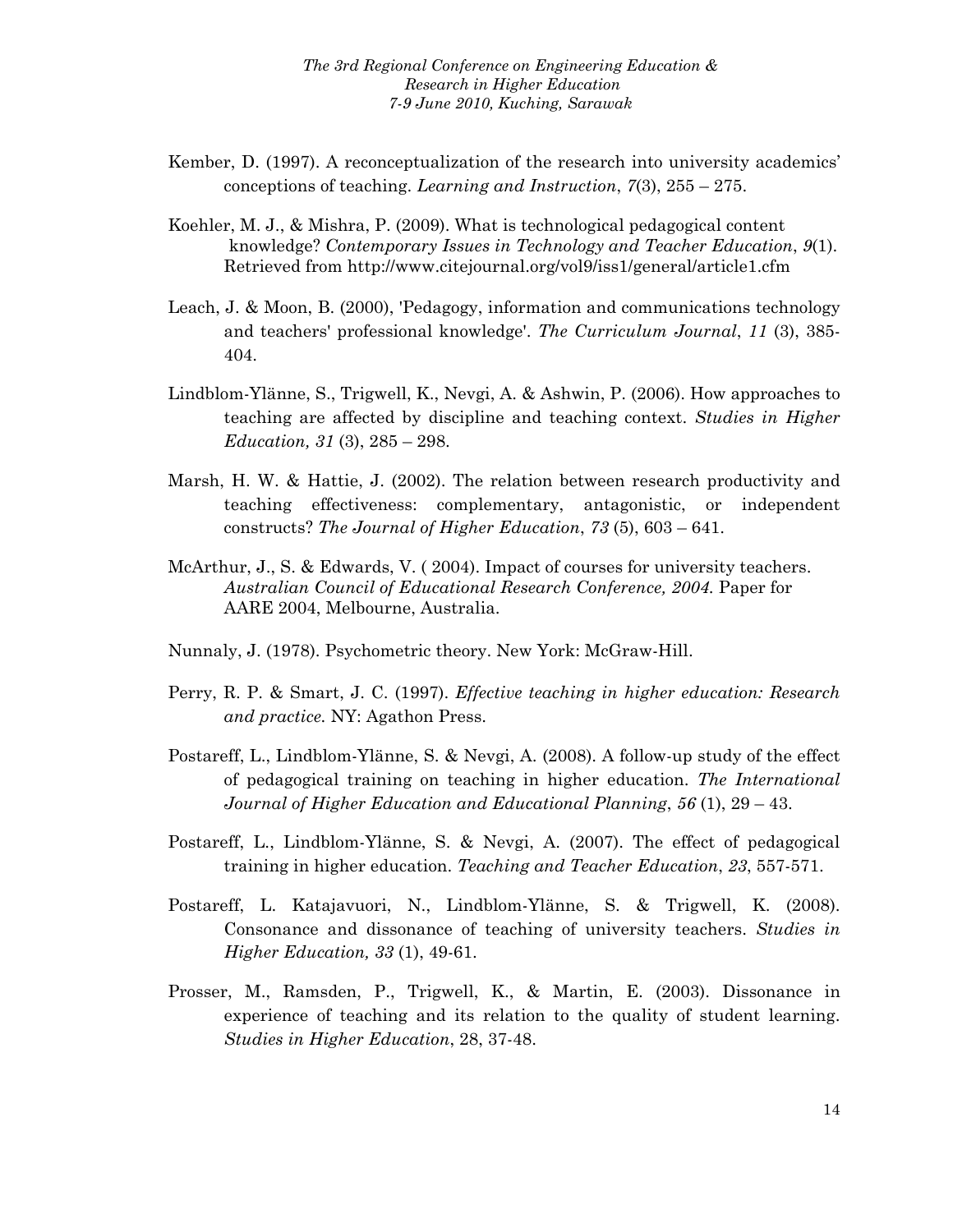Kember, D. (1997). A reconceptualization of the research into university academics' conceptions of teaching. *Learning and Instruction*, *7*(3), 255 – 275.

Koehler, M. J., & Mishra, P. (2009). What is technological pedagogical content knowledge? *Contemporary Issues in Technology and Teacher Education*, *9*(1). Retrieved from http://www.citejournal.org/vol9/iss1/general/article1.cfm

Leach, J. & Moon, B. (2000), 'Pedagogy, information and communications technology and teachers' professional knowledge'. *The Curriculum Journal*, *11* (3), 385-404.

Lindblom-Ylänne, S., Trigwell, K., Nevgi, A. & Ashwin, P. (2006). How approaches to teaching are affected by discipline and teaching context. *Studies in Higher Education, 31* (3), 285 – 298.

Marsh, H. W. & Hattie, J. (2002). The relation between research productivity and teaching effectiveness: complementary, antagonistic, or independent constructs? *The Journal of Higher Education*, *73* (5), 603 – 641.

McArthur, J., S. & Edwards, V. ( 2004). Impact of courses for university teachers. *Australian Council of Educational Research Conference, 2004.* Paper for AARE 2004, Melbourne, Australia.

Nunnaly, J. (1978). Psychometric theory. New York: McGraw-Hill.

Perry, R. P. & Smart, J. C. (1997). *Effective teaching in higher education: Research and practice.* NY: Agathon Press.

Postareff, L., Lindblom-Ylänne, S. & Nevgi, A. (2008). A follow-up study of the effect of pedagogical training on teaching in higher education. *The International Journal of Higher Education and Educational Planning*, *56* (1), 29 – 43.

Postareff, L., Lindblom-Ylänne, S. & Nevgi, A. (2007). The effect of pedagogical training in higher education. *Teaching and Teacher Education*, *23*, 557-571.

Postareff, L. Katajavuori, N., Lindblom-Ylänne, S. & Trigwell, K. (2008). Consonance and dissonance of teaching of university teachers. *Studies in Higher Education, 33* (1), 49-61.

Prosser, M., Ramsden, P., Trigwell, K., & Martin, E. (2003). Dissonance in experience of teaching and its relation to the quality of student learning. *Studies in Higher Education*, 28, 37-48.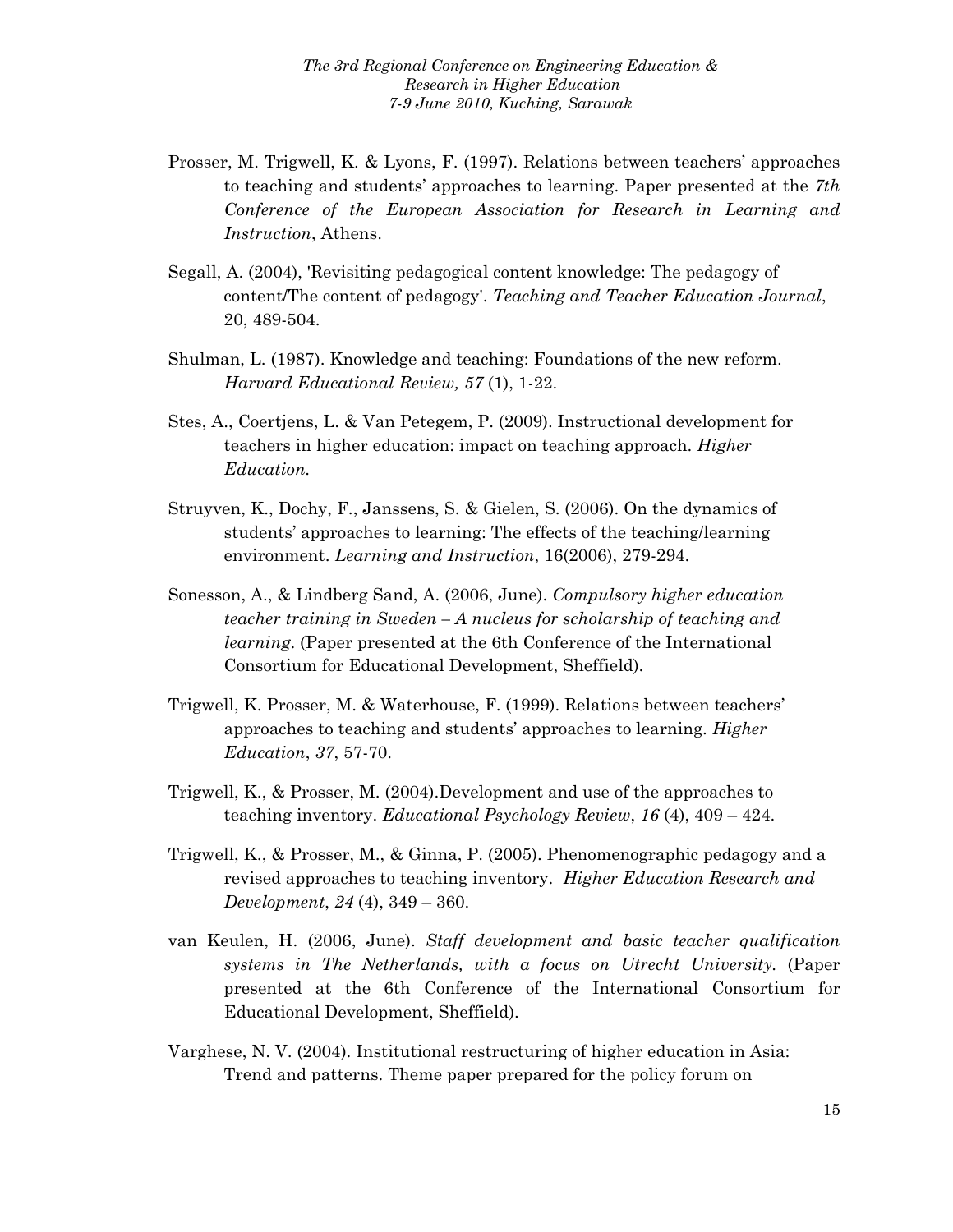Prosser, M. Trigwell, K. & Lyons, F. (1997). Relations between teachers' approaches to teaching and students' approaches to learning. Paper presented at the *7th Conference of the European Association for Research in Learning and Instruction*, Athens.

Segall, A. (2004), 'Revisiting pedagogical content knowledge: The pedagogy of content/The content of pedagogy'. *Teaching and Teacher Education Journal*, 20, 489-504.

Shulman, L. (1987). Knowledge and teaching: Foundations of the new reform. *Harvard Educational Review, 57* (1), 1-22.

Stes, A., Coertjens, L. & Van Petegem, P. (2009). Instructional development for teachers in higher education: impact on teaching approach. *Higher Education.*

Struyven, K., Dochy, F., Janssens, S. & Gielen, S. (2006). On the dynamics of students' approaches to learning: The effects of the teaching/learning environment. *Learning and Instruction*, 16(2006), 279-294.

Sonesson, A., & Lindberg Sand, A. (2006, June). *Compulsory higher education teacher training in Sweden – A nucleus for scholarship of teaching and learning.* (Paper presented at the 6th Conference of the International Consortium for Educational Development, Sheffield).

Trigwell, K. Prosser, M. & Waterhouse, F. (1999). Relations between teachers' approaches to teaching and students' approaches to learning. *Higher Education*, *37*, 57-70.

Trigwell, K., & Prosser, M. (2004).Development and use of the approaches to teaching inventory. *Educational Psychology Review*, *16* (4), 409 – 424.

Trigwell, K., & Prosser, M., & Ginna, P. (2005). Phenomenographic pedagogy and a revised approaches to teaching inventory. *Higher Education Research and Development*, *24* (4), 349 – 360.

van Keulen, H. (2006, June). *Staff development and basic teacher qualification systems in The Netherlands, with a focus on Utrecht University.* (Paper presented at the 6th Conference of the International Consortium for Educational Development, Sheffield).

Varghese, N. V. (2004). Institutional restructuring of higher education in Asia: Trend and patterns. Theme paper prepared for the policy forum on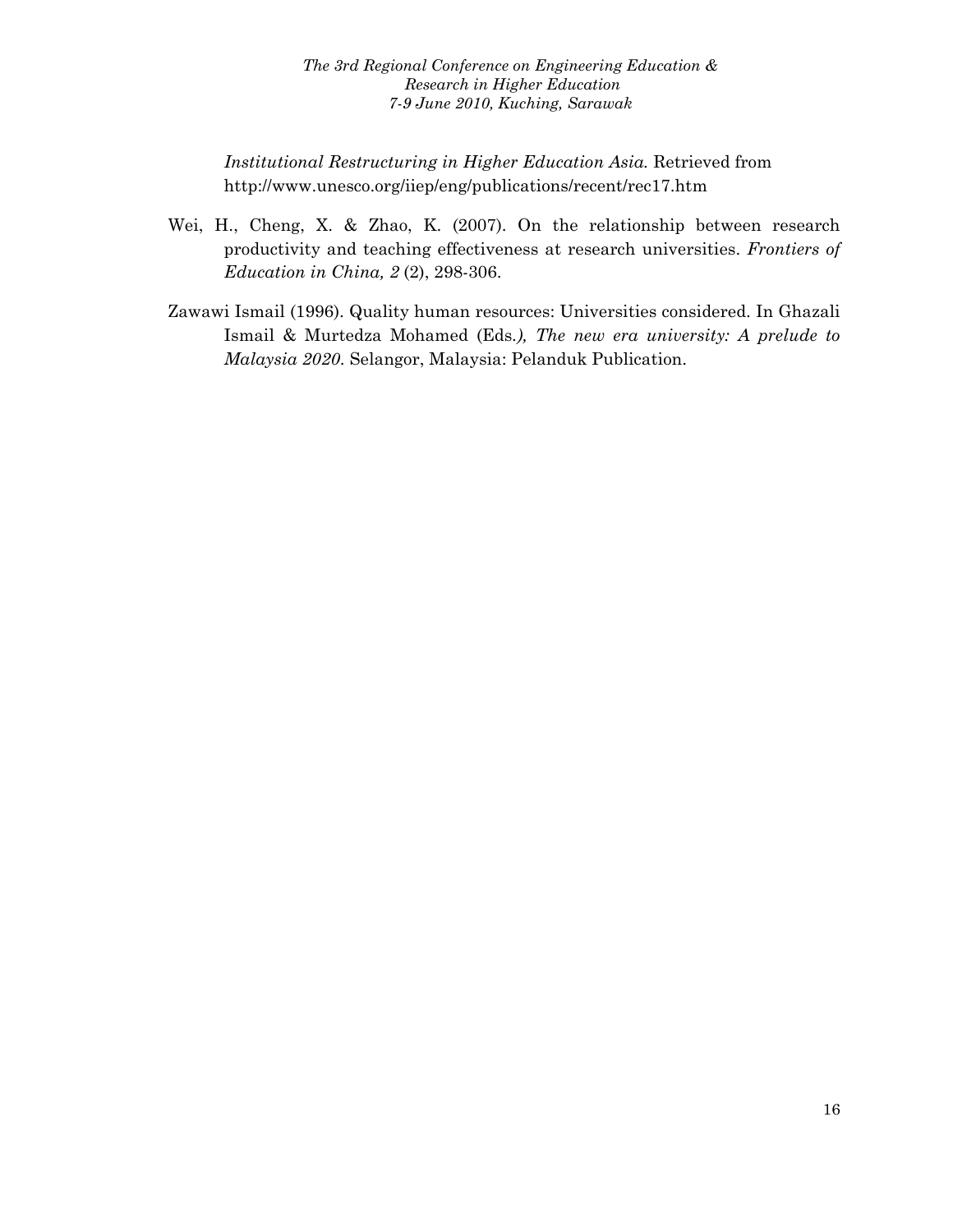*Institutional Restructuring in Higher Education Asia.* Retrieved from http://www.unesco.org/iiep/eng/publications/recent/rec17.htm

Wei, H., Cheng, X. & Zhao, K. (2007). On the relationship between research productivity and teaching effectiveness at research universities. *Frontiers of Education in China, 2* (2), 298-306.

Zawawi Ismail (1996). Quality human resources: Universities considered. In Ghazali Ismail & Murtedza Mohamed (Eds.*), The new era university: A prelude to Malaysia 2020*. Selangor, Malaysia: Pelanduk Publication.